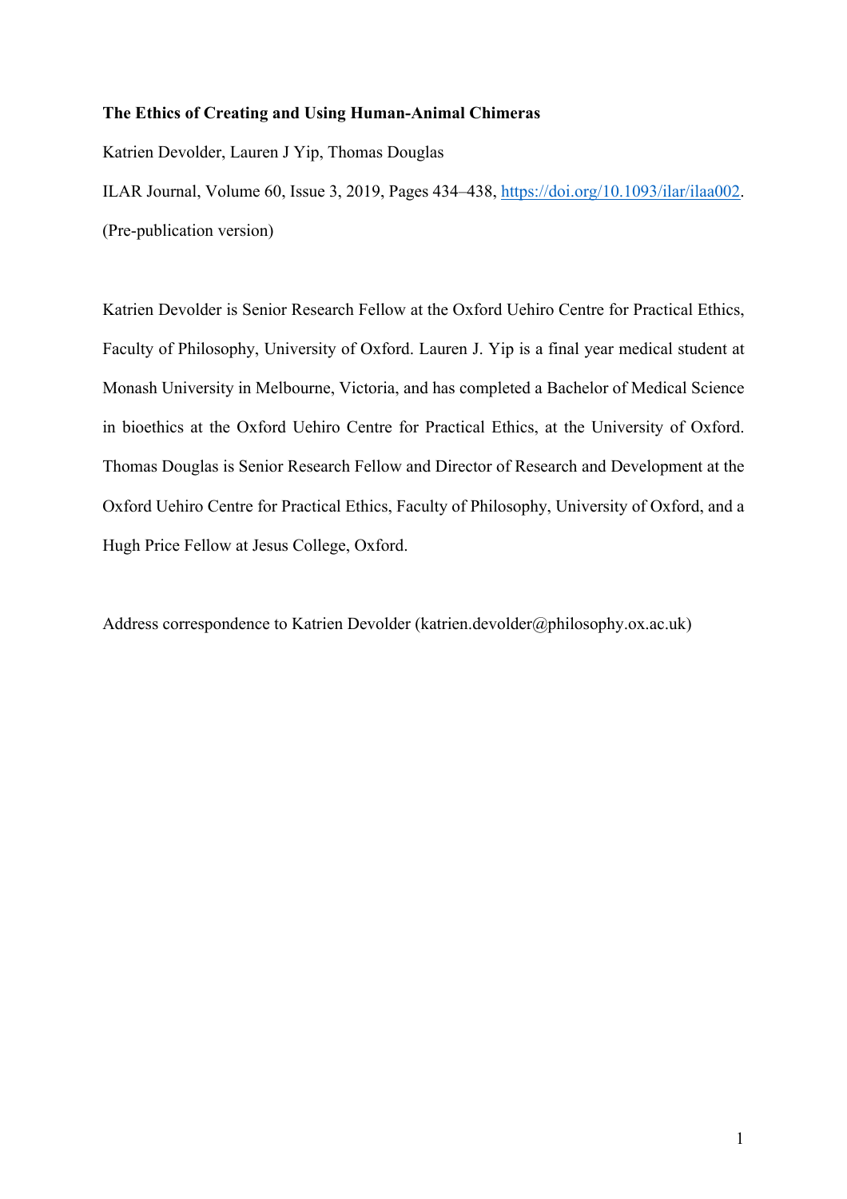**The Ethics of Creating and Using Human-Animal Chimeras**

Katrien Devolder, Lauren J Yip, Thomas Douglas

ILAR Journal, Volume 60, Issue 3, 2019, Pages 434–438, https://doi.org/10.1093/ilar/ilaa002.

(Pre-publication version)

Katrien Devolder is Senior Research Fellow at the Oxford Uehiro Centre for Practical Ethics, Faculty of Philosophy, University of Oxford. Lauren J. Yip is a final year medical student at Monash University in Melbourne, Victoria, and has completed a Bachelor of Medical Science in bioethics at the Oxford Uehiro Centre for Practical Ethics, at the University of Oxford. Thomas Douglas is Senior Research Fellow and Director of Research and Development at the Oxford Uehiro Centre for Practical Ethics, Faculty of Philosophy, University of Oxford, and a Hugh Price Fellow at Jesus College, Oxford.

Address correspondence to Katrien Devolder (katrien.devolder@philosophy.ox.ac.uk)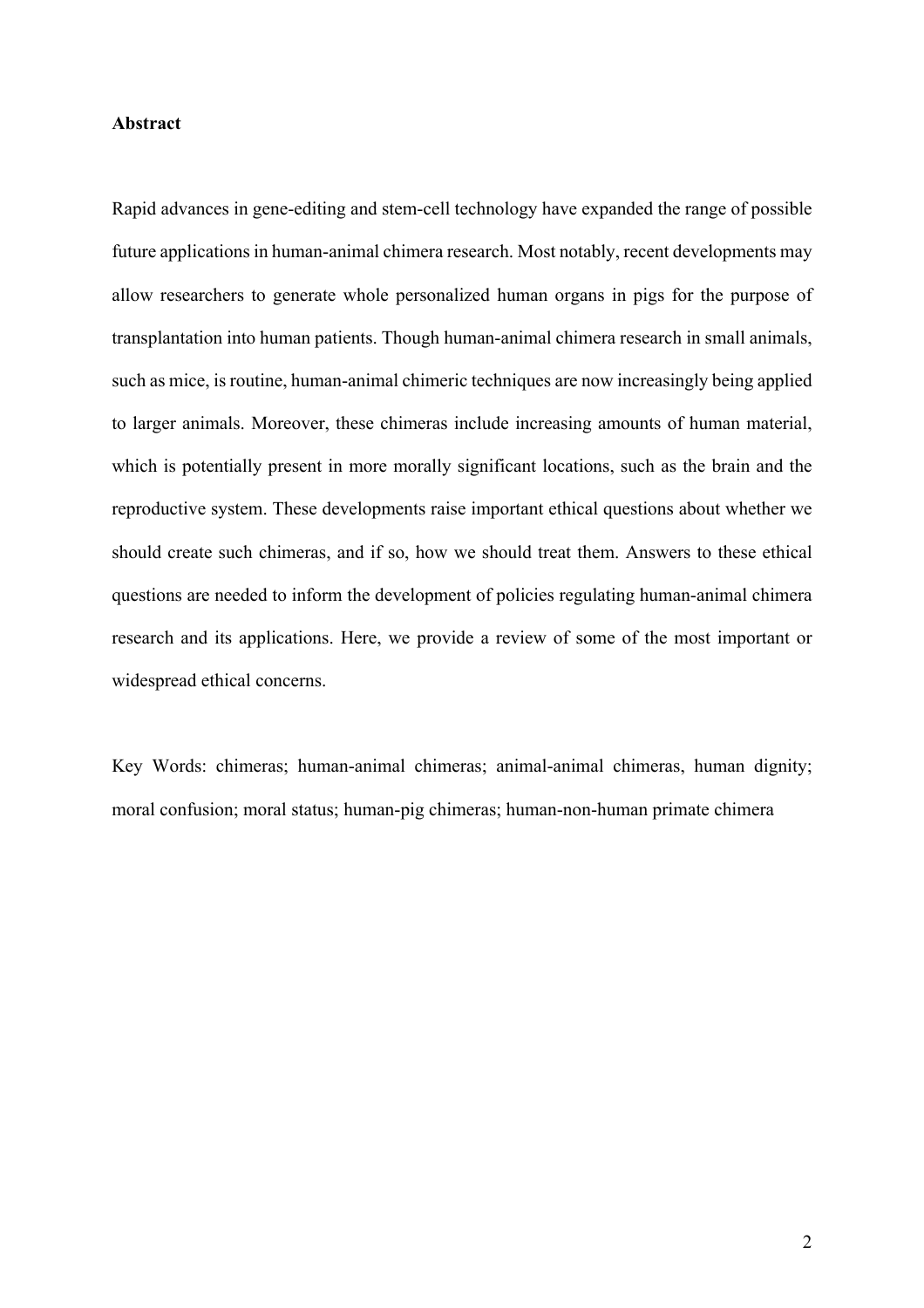**Abstract**

Rapid advances in gene-editing and stem-cell technology have expanded the range of possible future applications in human-animal chimera research. Most notably, recent developments may allow researchers to generate whole personalized human organs in pigs for the purpose of transplantation into human patients. Though human-animal chimera research in small animals, such as mice, is routine, human-animal chimeric techniques are now increasingly being applied to larger animals. Moreover, these chimeras include increasing amounts of human material, which is potentially present in more morally significant locations, such as the brain and the reproductive system. These developments raise important ethical questions about whether we should create such chimeras, and if so, how we should treat them. Answers to these ethical questions are needed to inform the development of policies regulating human-animal chimera research and its applications. Here, we provide a review of some of the most important or widespread ethical concerns.

Key Words: chimeras; human-animal chimeras; animal-animal chimeras, human dignity; moral confusion; moral status; human-pig chimeras; human-non-human primate chimera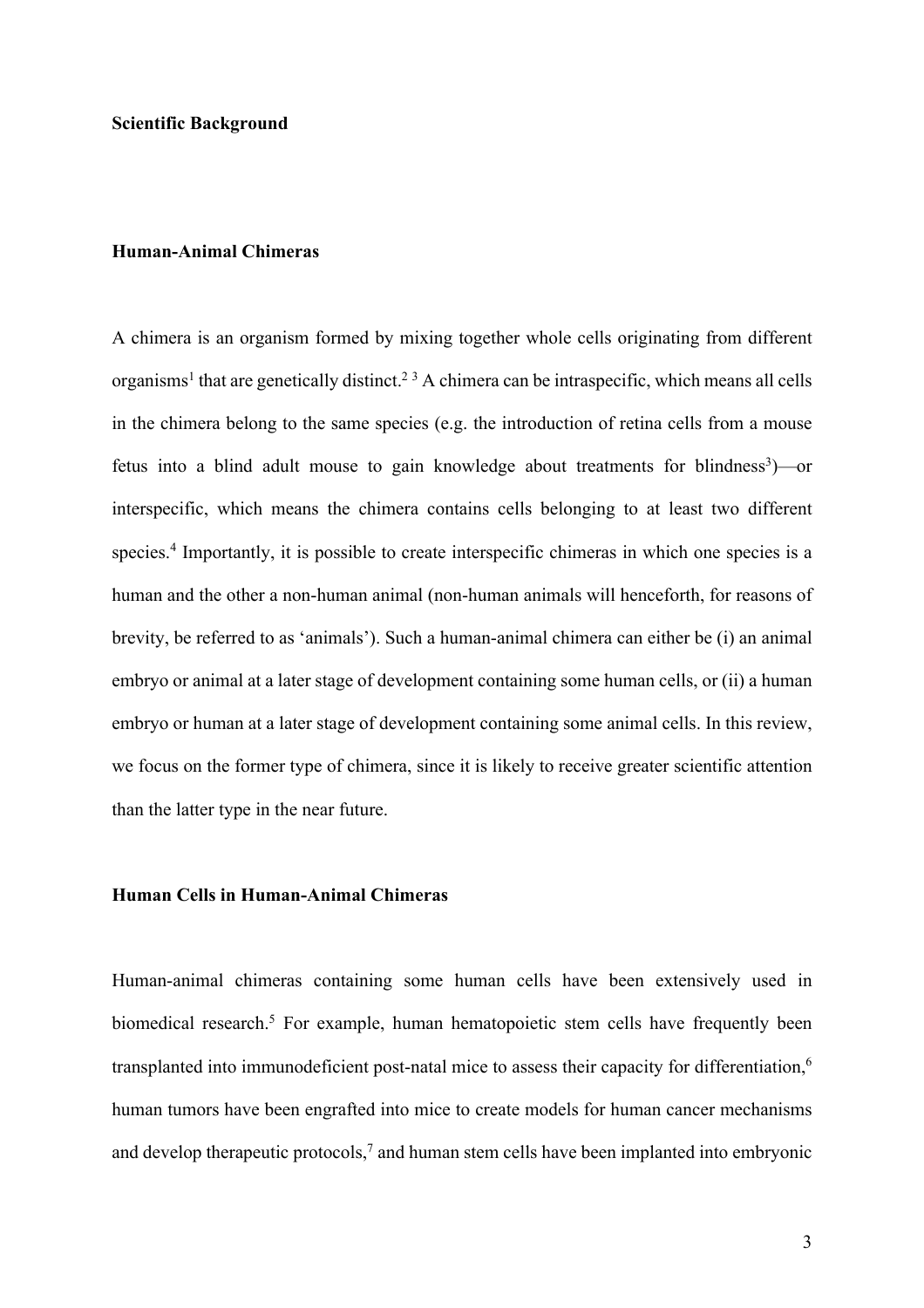## Scientific Background

### Human-Animal Chimeras

A chimera is an organism formed by mixing together whole cells originating from different organisms[1] that are genetically distinct.[2 3] A chimera can be intraspecific, which means all cells in the chimera belong to the same species (e.g. the introduction of retina cells from a mouse fetus into a blind adult mouse to gain knowledge about treatments for blindness[3])—or interspecific, which means the chimera contains cells belonging to at least two different species.[4] Importantly, it is possible to create interspecific chimeras in which one species is a human and the other a non-human animal (non-human animals will henceforth, for reasons of brevity, be referred to as 'animals'). Such a human-animal chimera can either be (i) an animal embryo or animal at a later stage of development containing some human cells, or (ii) a human embryo or human at a later stage of development containing some animal cells. In this review, we focus on the former type of chimera, since it is likely to receive greater scientific attention than the latter type in the near future.

### Human Cells in Human-Animal Chimeras

Human-animal chimeras containing some human cells have been extensively used in biomedical research.[5] For example, human hematopoietic stem cells have frequently been transplanted into immunodeficient post-natal mice to assess their capacity for differentiation,[6] human tumors have been engrafted into mice to create models for human cancer mechanisms and develop therapeutic protocols,[7] and human stem cells have been implanted into embryonic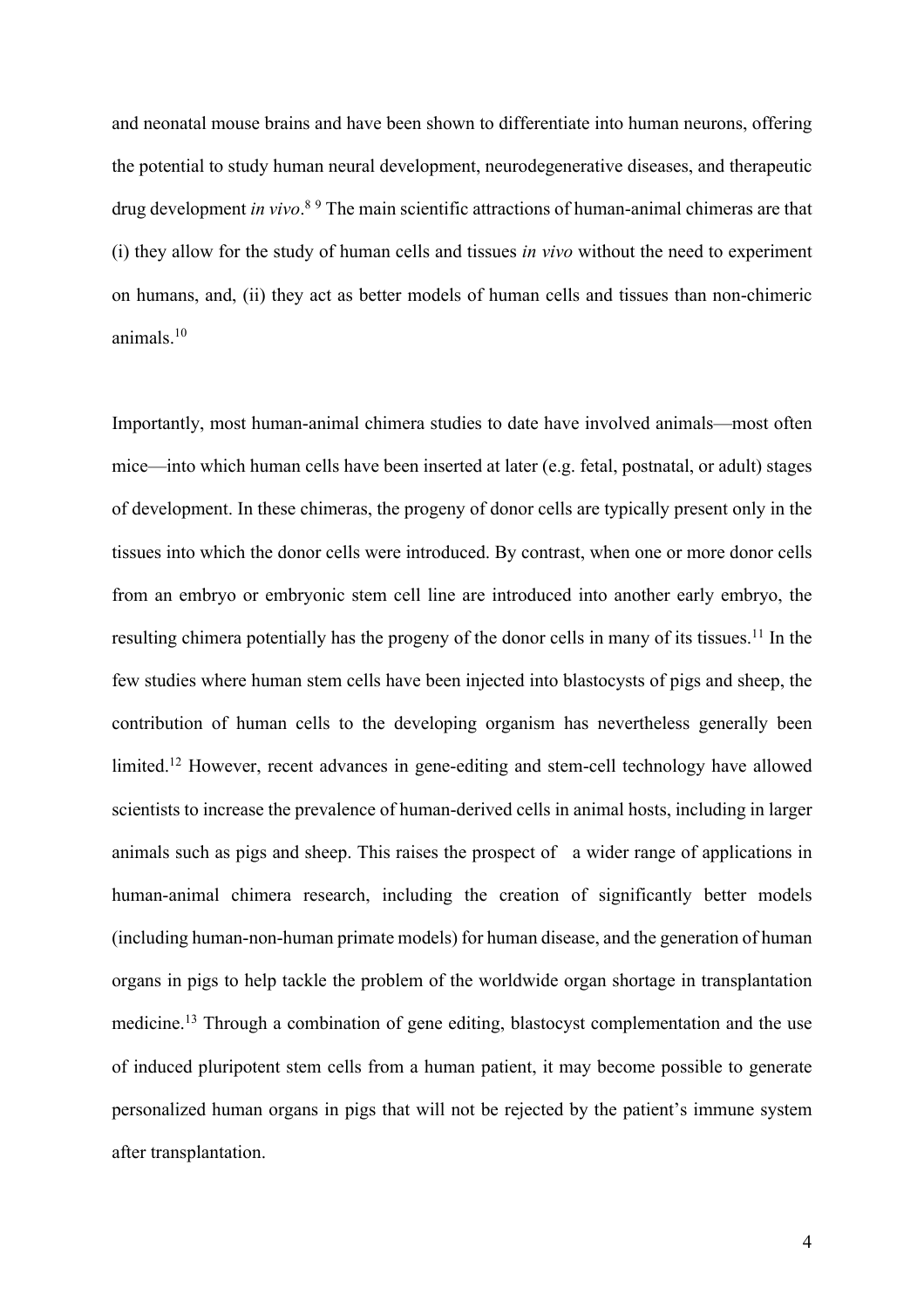and neonatal mouse brains and have been shown to differentiate into human neurons, offering the potential to study human neural development, neurodegenerative diseases, and therapeutic drug development *in vivo*.[8] [9] The main scientific attractions of human-animal chimeras are that (i) they allow for the study of human cells and tissues *in vivo* without the need to experiment on humans, and, (ii) they act as better models of human cells and tissues than non-chimeric animals.[10]

Importantly, most human-animal chimera studies to date have involved animals—most often mice—into which human cells have been inserted at later (e.g. fetal, postnatal, or adult) stages of development. In these chimeras, the progeny of donor cells are typically present only in the tissues into which the donor cells were introduced. By contrast, when one or more donor cells from an embryo or embryonic stem cell line are introduced into another early embryo, the resulting chimera potentially has the progeny of the donor cells in many of its tissues.[11] In the few studies where human stem cells have been injected into blastocysts of pigs and sheep, the contribution of human cells to the developing organism has nevertheless generally been limited.[12] However, recent advances in gene-editing and stem-cell technology have allowed scientists to increase the prevalence of human-derived cells in animal hosts, including in larger animals such as pigs and sheep. This raises the prospect of a wider range of applications in human-animal chimera research, including the creation of significantly better models (including human-non-human primate models) for human disease, and the generation of human organs in pigs to help tackle the problem of the worldwide organ shortage in transplantation medicine.[13] Through a combination of gene editing, blastocyst complementation and the use of induced pluripotent stem cells from a human patient, it may become possible to generate personalized human organs in pigs that will not be rejected by the patient's immune system after transplantation.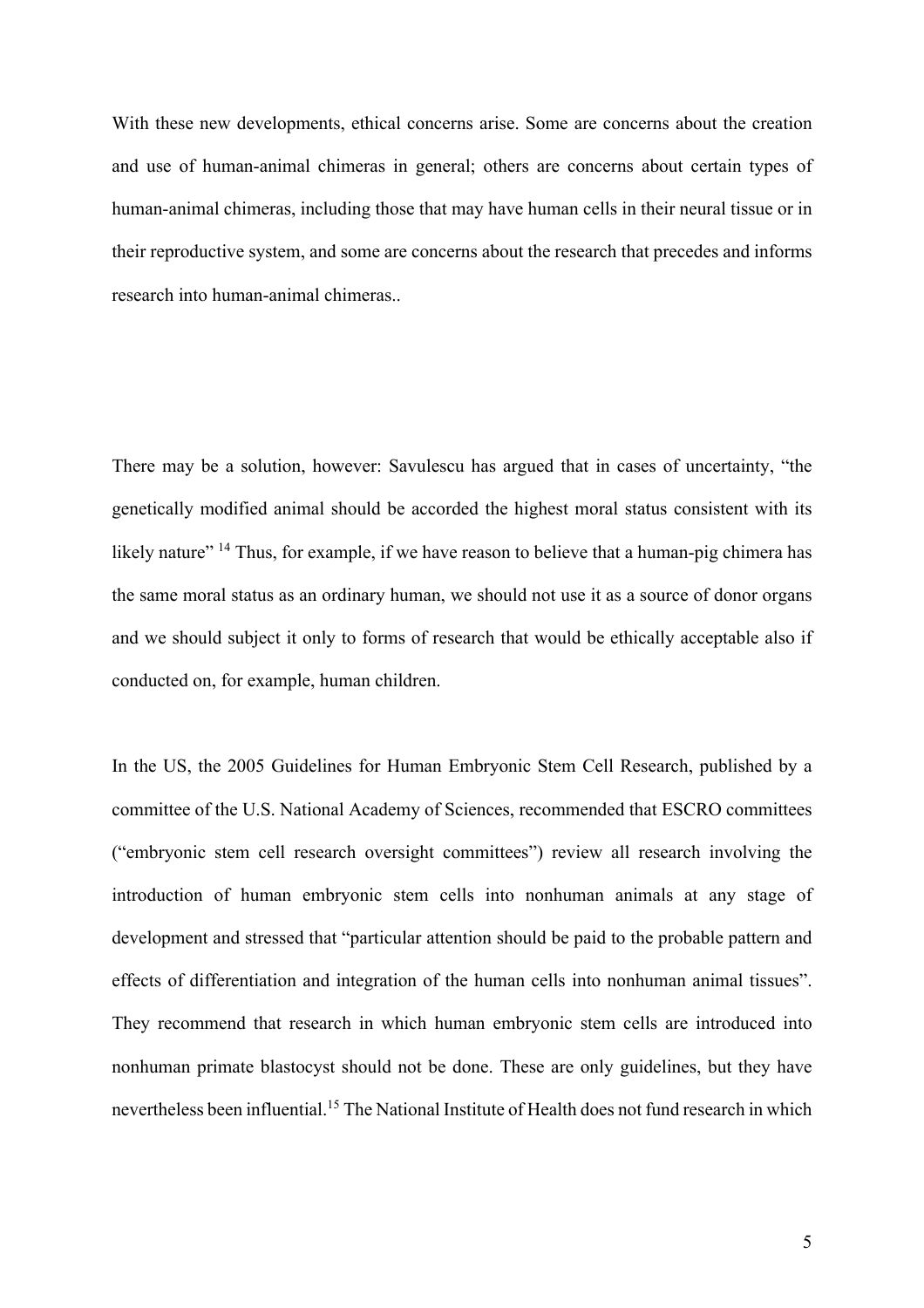With these new developments, ethical concerns arise. Some are concerns about the creation and use of human-animal chimeras in general; others are concerns about certain types of human-animal chimeras, including those that may have human cells in their neural tissue or in their reproductive system, and some are concerns about the research that precedes and informs research into human-animal chimeras..

There may be a solution, however: Savulescu has argued that in cases of uncertainty, "the genetically modified animal should be accorded the highest moral status consistent with its likely nature" [14] Thus, for example, if we have reason to believe that a human-pig chimera has the same moral status as an ordinary human, we should not use it as a source of donor organs and we should subject it only to forms of research that would be ethically acceptable also if conducted on, for example, human children.

In the US, the 2005 Guidelines for Human Embryonic Stem Cell Research, published by a committee of the U.S. National Academy of Sciences, recommended that ESCRO committees ("embryonic stem cell research oversight committees") review all research involving the introduction of human embryonic stem cells into nonhuman animals at any stage of development and stressed that "particular attention should be paid to the probable pattern and effects of differentiation and integration of the human cells into nonhuman animal tissues". They recommend that research in which human embryonic stem cells are introduced into nonhuman primate blastocyst should not be done. These are only guidelines, but they have nevertheless been influential.[15] The National Institute of Health does not fund research in which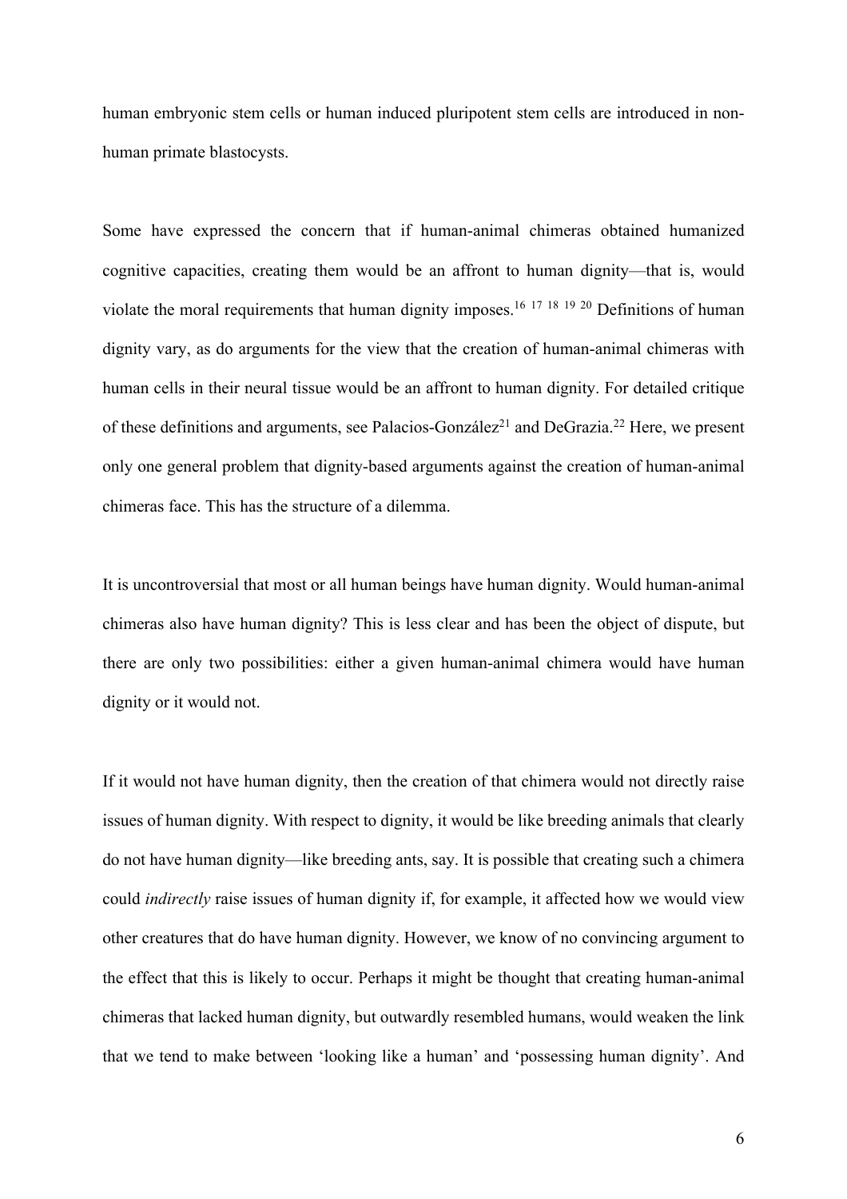human embryonic stem cells or human induced pluripotent stem cells are introduced in non-human primate blastocysts.

Some have expressed the concern that if human-animal chimeras obtained humanized cognitive capacities, creating them would be an affront to human dignity—that is, would violate the moral requirements that human dignity imposes.[16 17 18 19 20] Definitions of human dignity vary, as do arguments for the view that the creation of human-animal chimeras with human cells in their neural tissue would be an affront to human dignity. For detailed critique of these definitions and arguments, see Palacios-González[21] and DeGrazia.[22] Here, we present only one general problem that dignity-based arguments against the creation of human-animal chimeras face. This has the structure of a dilemma.

It is uncontroversial that most or all human beings have human dignity. Would human-animal chimeras also have human dignity? This is less clear and has been the object of dispute, but there are only two possibilities: either a given human-animal chimera would have human dignity or it would not.

If it would not have human dignity, then the creation of that chimera would not directly raise issues of human dignity. With respect to dignity, it would be like breeding animals that clearly do not have human dignity—like breeding ants, say. It is possible that creating such a chimera could *indirectly* raise issues of human dignity if, for example, it affected how we would view other creatures that do have human dignity. However, we know of no convincing argument to the effect that this is likely to occur. Perhaps it might be thought that creating human-animal chimeras that lacked human dignity, but outwardly resembled humans, would weaken the link that we tend to make between 'looking like a human' and 'possessing human dignity'. And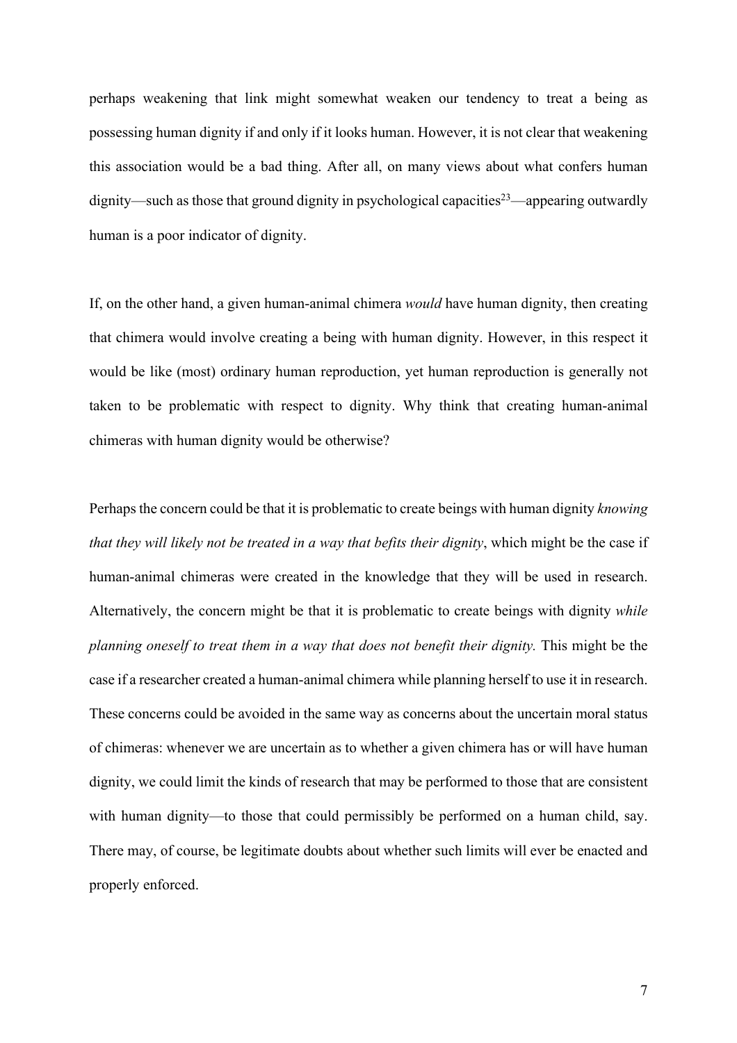perhaps weakening that link might somewhat weaken our tendency to treat a being as possessing human dignity if and only if it looks human. However, it is not clear that weakening this association would be a bad thing. After all, on many views about what confers human dignity—such as those that ground dignity in psychological capacities[23]—appearing outwardly human is a poor indicator of dignity.

If, on the other hand, a given human-animal chimera *would* have human dignity, then creating that chimera would involve creating a being with human dignity. However, in this respect it would be like (most) ordinary human reproduction, yet human reproduction is generally not taken to be problematic with respect to dignity. Why think that creating human-animal chimeras with human dignity would be otherwise?

Perhaps the concern could be that it is problematic to create beings with human dignity *knowing that they will likely not be treated in a way that befits their dignity*, which might be the case if human-animal chimeras were created in the knowledge that they will be used in research. Alternatively, the concern might be that it is problematic to create beings with dignity *while planning oneself to treat them in a way that does not benefit their dignity.* This might be the case if a researcher created a human-animal chimera while planning herself to use it in research. These concerns could be avoided in the same way as concerns about the uncertain moral status of chimeras: whenever we are uncertain as to whether a given chimera has or will have human dignity, we could limit the kinds of research that may be performed to those that are consistent with human dignity—to those that could permissibly be performed on a human child, say. There may, of course, be legitimate doubts about whether such limits will ever be enacted and properly enforced.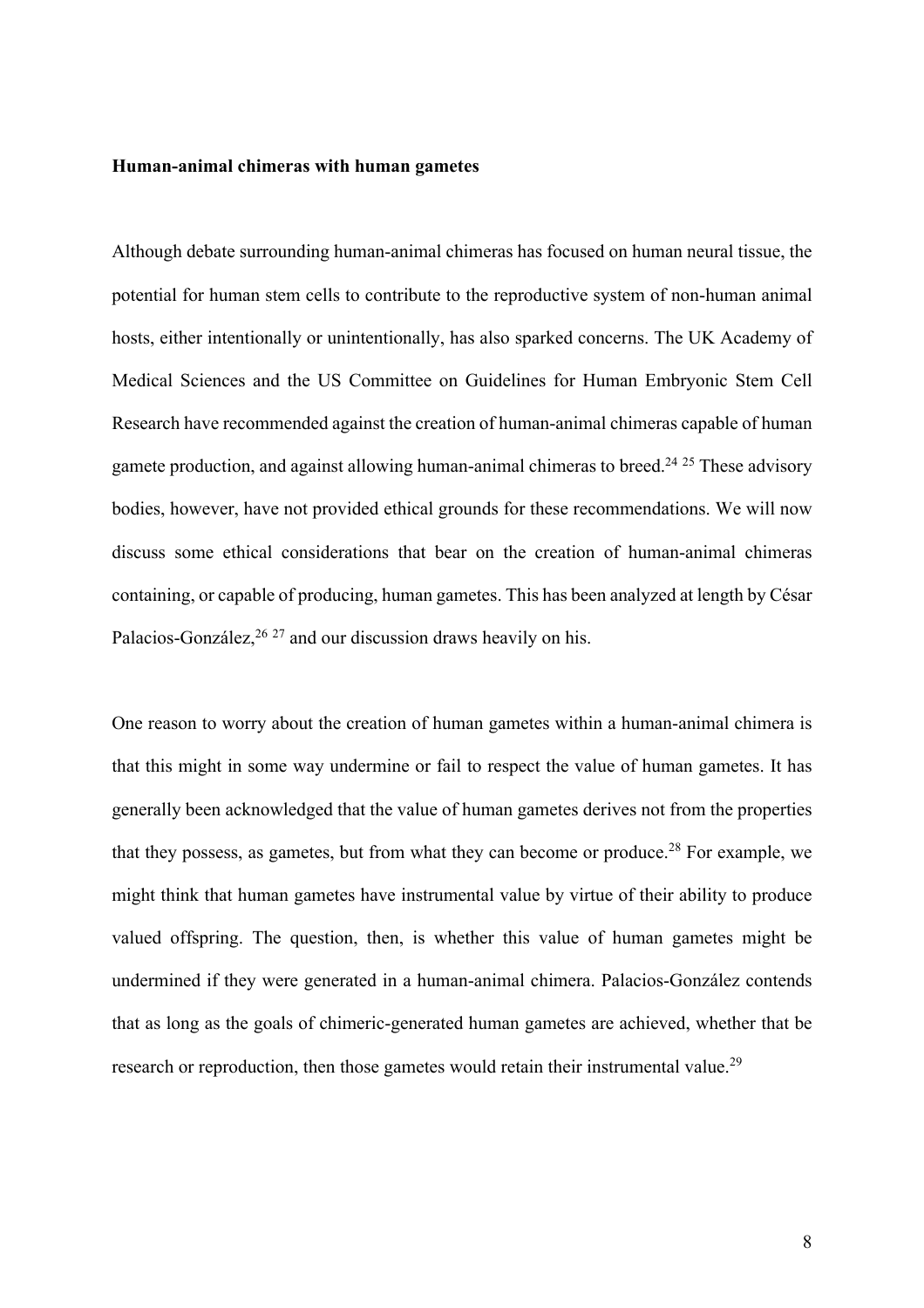**Human-animal chimeras with human gametes**

Although debate surrounding human-animal chimeras has focused on human neural tissue, the potential for human stem cells to contribute to the reproductive system of non-human animal hosts, either intentionally or unintentionally, has also sparked concerns. The UK Academy of Medical Sciences and the US Committee on Guidelines for Human Embryonic Stem Cell Research have recommended against the creation of human-animal chimeras capable of human gamete production, and against allowing human-animal chimeras to breed.[24 25] These advisory bodies, however, have not provided ethical grounds for these recommendations. We will now discuss some ethical considerations that bear on the creation of human-animal chimeras containing, or capable of producing, human gametes. This has been analyzed at length by César Palacios-González,[26 27] and our discussion draws heavily on his.

One reason to worry about the creation of human gametes within a human-animal chimera is that this might in some way undermine or fail to respect the value of human gametes. It has generally been acknowledged that the value of human gametes derives not from the properties that they possess, as gametes, but from what they can become or produce.[28] For example, we might think that human gametes have instrumental value by virtue of their ability to produce valued offspring. The question, then, is whether this value of human gametes might be undermined if they were generated in a human-animal chimera. Palacios-González contends that as long as the goals of chimeric-generated human gametes are achieved, whether that be research or reproduction, then those gametes would retain their instrumental value.[29]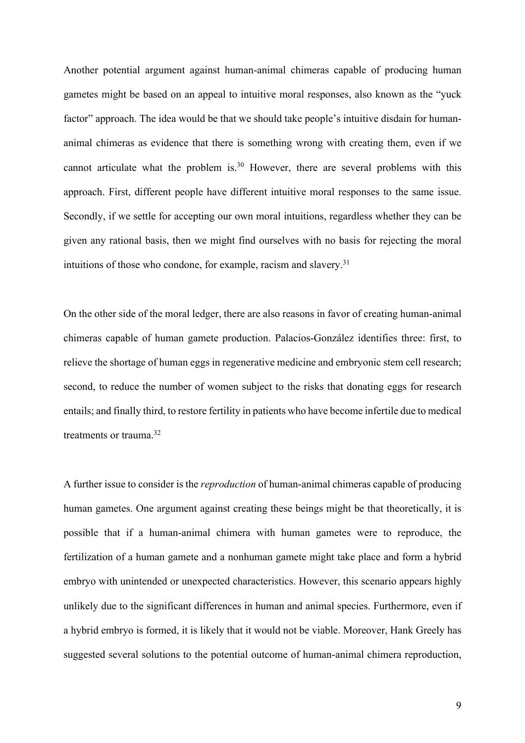Another potential argument against human-animal chimeras capable of producing human gametes might be based on an appeal to intuitive moral responses, also known as the "yuck factor" approach. The idea would be that we should take people's intuitive disdain for human-animal chimeras as evidence that there is something wrong with creating them, even if we cannot articulate what the problem is.[30] However, there are several problems with this approach. First, different people have different intuitive moral responses to the same issue. Secondly, if we settle for accepting our own moral intuitions, regardless whether they can be given any rational basis, then we might find ourselves with no basis for rejecting the moral intuitions of those who condone, for example, racism and slavery.[31]

On the other side of the moral ledger, there are also reasons in favor of creating human-animal chimeras capable of human gamete production. Palacios-González identifies three: first, to relieve the shortage of human eggs in regenerative medicine and embryonic stem cell research; second, to reduce the number of women subject to the risks that donating eggs for research entails; and finally third, to restore fertility in patients who have become infertile due to medical treatments or trauma.[32]

A further issue to consider is the *reproduction* of human-animal chimeras capable of producing human gametes. One argument against creating these beings might be that theoretically, it is possible that if a human-animal chimera with human gametes were to reproduce, the fertilization of a human gamete and a nonhuman gamete might take place and form a hybrid embryo with unintended or unexpected characteristics. However, this scenario appears highly unlikely due to the significant differences in human and animal species. Furthermore, even if a hybrid embryo is formed, it is likely that it would not be viable. Moreover, Hank Greely has suggested several solutions to the potential outcome of human-animal chimera reproduction,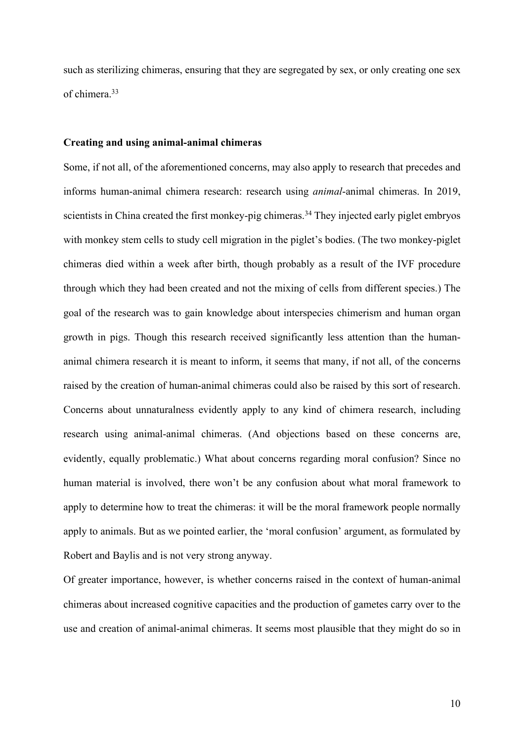such as sterilizing chimeras, ensuring that they are segregated by sex, or only creating one sex of chimera.[33]

**Creating and using animal-animal chimeras**

Some, if not all, of the aforementioned concerns, may also apply to research that precedes and informs human-animal chimera research: research using *animal*-animal chimeras. In 2019, scientists in China created the first monkey-pig chimeras.[34] They injected early piglet embryos with monkey stem cells to study cell migration in the piglet's bodies. (The two monkey-piglet chimeras died within a week after birth, though probably as a result of the IVF procedure through which they had been created and not the mixing of cells from different species.) The goal of the research was to gain knowledge about interspecies chimerism and human organ growth in pigs. Though this research received significantly less attention than the human-animal chimera research it is meant to inform, it seems that many, if not all, of the concerns raised by the creation of human-animal chimeras could also be raised by this sort of research. Concerns about unnaturalness evidently apply to any kind of chimera research, including research using animal-animal chimeras. (And objections based on these concerns are, evidently, equally problematic.) What about concerns regarding moral confusion? Since no human material is involved, there won't be any confusion about what moral framework to apply to determine how to treat the chimeras: it will be the moral framework people normally apply to animals. But as we pointed earlier, the 'moral confusion' argument, as formulated by Robert and Baylis and is not very strong anyway.

Of greater importance, however, is whether concerns raised in the context of human-animal chimeras about increased cognitive capacities and the production of gametes carry over to the use and creation of animal-animal chimeras. It seems most plausible that they might do so in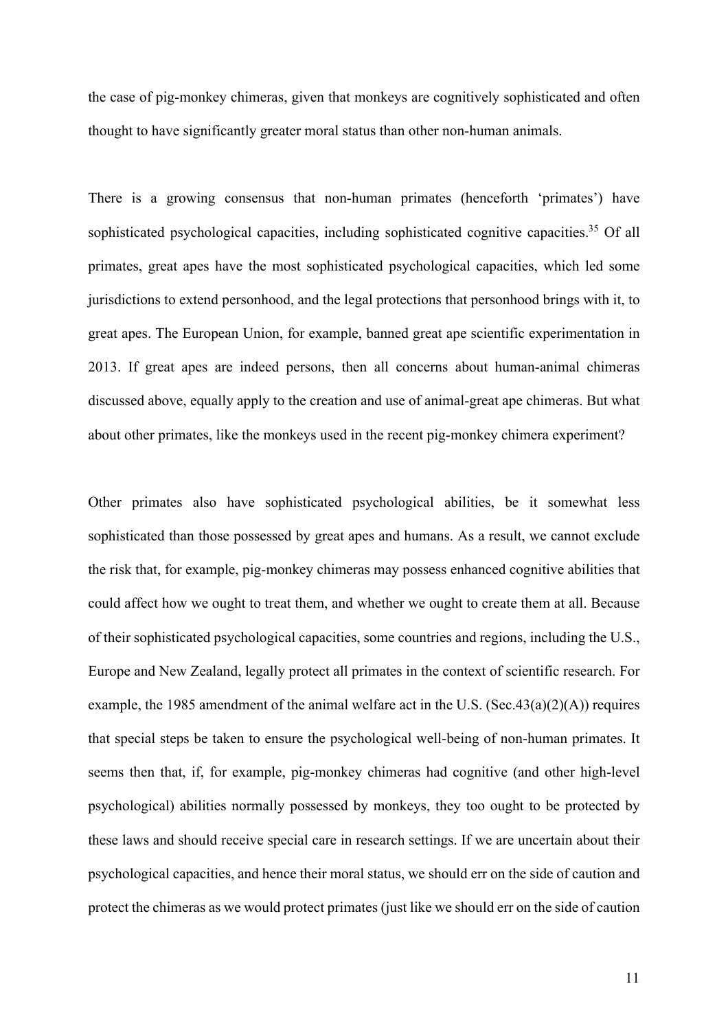the case of pig-monkey chimeras, given that monkeys are cognitively sophisticated and often thought to have significantly greater moral status than other non-human animals.

There is a growing consensus that non-human primates (henceforth 'primates') have sophisticated psychological capacities, including sophisticated cognitive capacities.[35] Of all primates, great apes have the most sophisticated psychological capacities, which led some jurisdictions to extend personhood, and the legal protections that personhood brings with it, to great apes. The European Union, for example, banned great ape scientific experimentation in 2013. If great apes are indeed persons, then all concerns about human-animal chimeras discussed above, equally apply to the creation and use of animal-great ape chimeras. But what about other primates, like the monkeys used in the recent pig-monkey chimera experiment?

Other primates also have sophisticated psychological abilities, be it somewhat less sophisticated than those possessed by great apes and humans. As a result, we cannot exclude the risk that, for example, pig-monkey chimeras may possess enhanced cognitive abilities that could affect how we ought to treat them, and whether we ought to create them at all. Because of their sophisticated psychological capacities, some countries and regions, including the U.S., Europe and New Zealand, legally protect all primates in the context of scientific research. For example, the 1985 amendment of the animal welfare act in the U.S. (Sec.43(a)(2)(A)) requires that special steps be taken to ensure the psychological well-being of non-human primates. It seems then that, if, for example, pig-monkey chimeras had cognitive (and other high-level psychological) abilities normally possessed by monkeys, they too ought to be protected by these laws and should receive special care in research settings. If we are uncertain about their psychological capacities, and hence their moral status, we should err on the side of caution and protect the chimeras as we would protect primates (just like we should err on the side of caution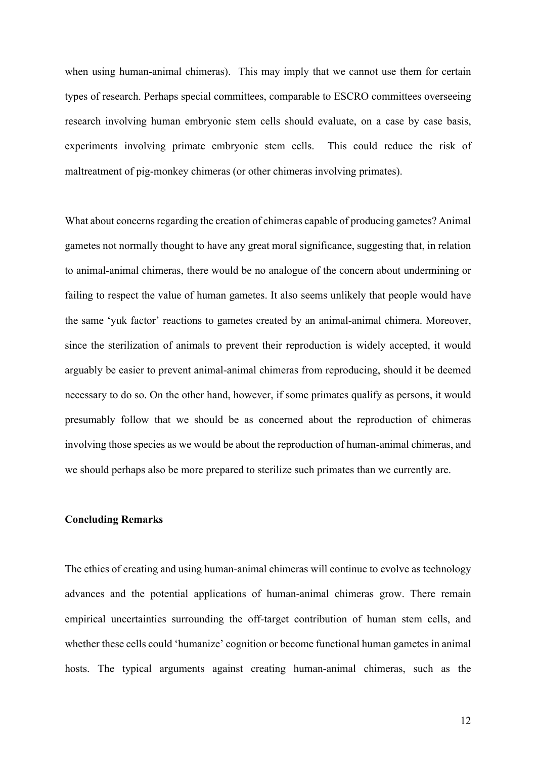when using human-animal chimeras). This may imply that we cannot use them for certain types of research. Perhaps special committees, comparable to ESCRO committees overseeing research involving human embryonic stem cells should evaluate, on a case by case basis, experiments involving primate embryonic stem cells. This could reduce the risk of maltreatment of pig-monkey chimeras (or other chimeras involving primates).

What about concerns regarding the creation of chimeras capable of producing gametes? Animal gametes not normally thought to have any great moral significance, suggesting that, in relation to animal-animal chimeras, there would be no analogue of the concern about undermining or failing to respect the value of human gametes. It also seems unlikely that people would have the same 'yuk factor' reactions to gametes created by an animal-animal chimera. Moreover, since the sterilization of animals to prevent their reproduction is widely accepted, it would arguably be easier to prevent animal-animal chimeras from reproducing, should it be deemed necessary to do so. On the other hand, however, if some primates qualify as persons, it would presumably follow that we should be as concerned about the reproduction of chimeras involving those species as we would be about the reproduction of human-animal chimeras, and we should perhaps also be more prepared to sterilize such primates than we currently are.

**Concluding Remarks**

The ethics of creating and using human-animal chimeras will continue to evolve as technology advances and the potential applications of human-animal chimeras grow. There remain empirical uncertainties surrounding the off-target contribution of human stem cells, and whether these cells could 'humanize' cognition or become functional human gametes in animal hosts. The typical arguments against creating human-animal chimeras, such as the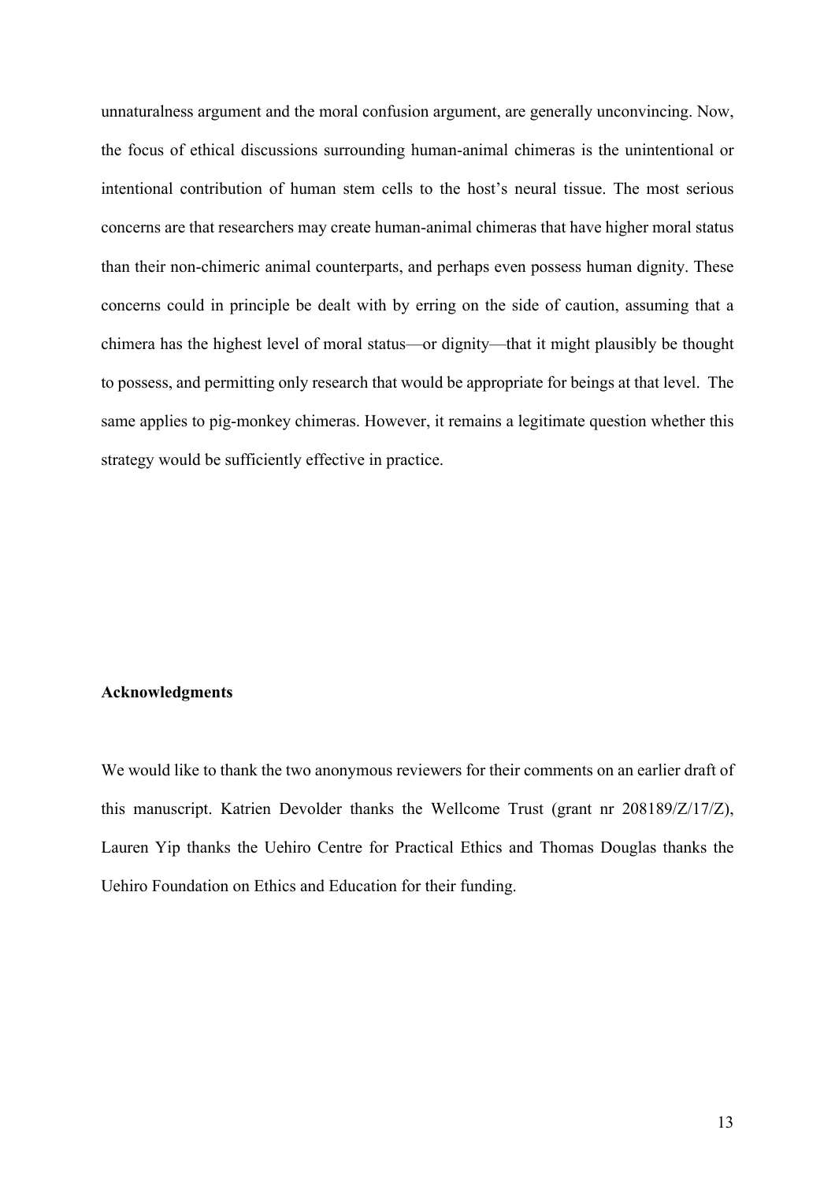unnaturalness argument and the moral confusion argument, are generally unconvincing. Now, the focus of ethical discussions surrounding human-animal chimeras is the unintentional or intentional contribution of human stem cells to the host's neural tissue. The most serious concerns are that researchers may create human-animal chimeras that have higher moral status than their non-chimeric animal counterparts, and perhaps even possess human dignity. These concerns could in principle be dealt with by erring on the side of caution, assuming that a chimera has the highest level of moral status—or dignity—that it might plausibly be thought to possess, and permitting only research that would be appropriate for beings at that level. The same applies to pig-monkey chimeras. However, it remains a legitimate question whether this strategy would be sufficiently effective in practice.

**Acknowledgments**

We would like to thank the two anonymous reviewers for their comments on an earlier draft of this manuscript. Katrien Devolder thanks the Wellcome Trust (grant nr 208189/Z/17/Z), Lauren Yip thanks the Uehiro Centre for Practical Ethics and Thomas Douglas thanks the Uehiro Foundation on Ethics and Education for their funding.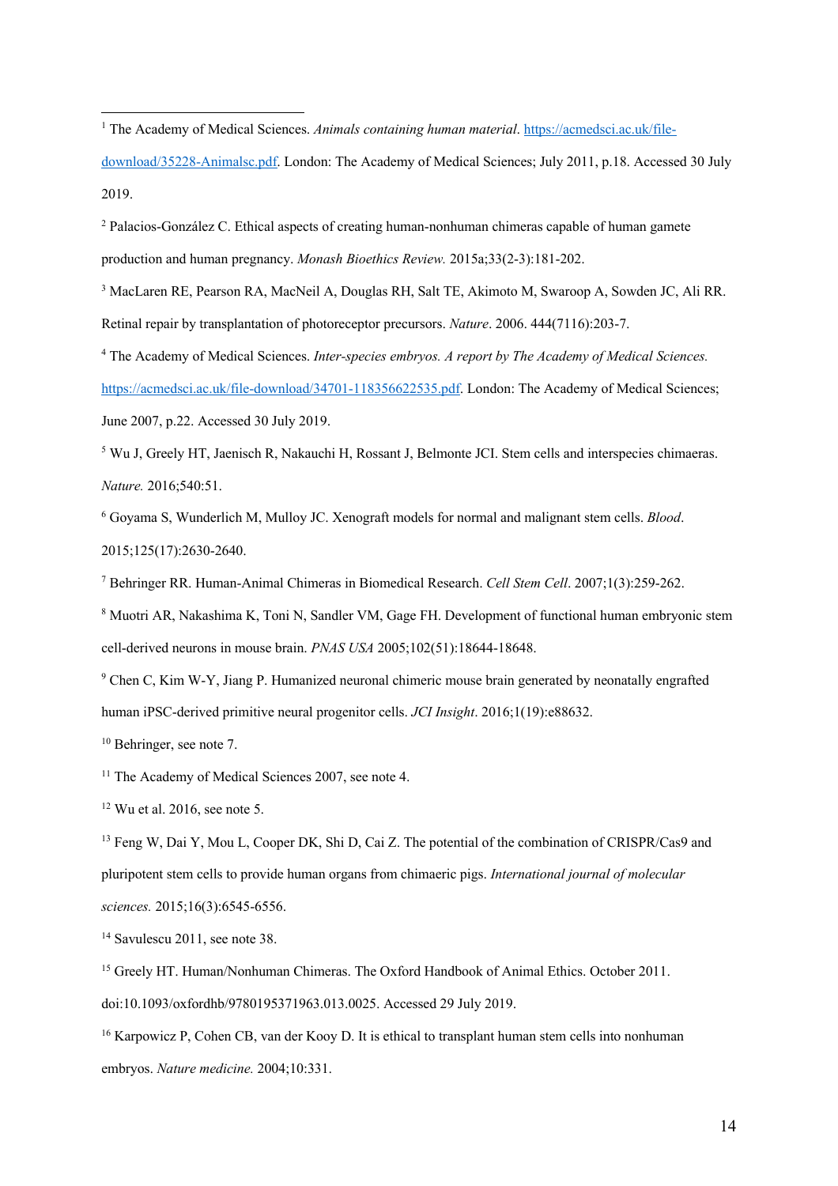[1] The Academy of Medical Sciences. *Animals containing human material*. https://acmedsci.ac.uk/file-download/35228-Animalsc.pdf. London: The Academy of Medical Sciences; July 2011, p.18. Accessed 30 July 2019.

[2] Palacios-González C. Ethical aspects of creating human-nonhuman chimeras capable of human gamete production and human pregnancy. *Monash Bioethics Review.* 2015a;33(2-3):181-202.

[3] MacLaren RE, Pearson RA, MacNeil A, Douglas RH, Salt TE, Akimoto M, Swaroop A, Sowden JC, Ali RR. Retinal repair by transplantation of photoreceptor precursors. *Nature*. 2006. 444(7116):203-7.

[4] The Academy of Medical Sciences. *Inter-species embryos. A report by The Academy of Medical Sciences.* https://acmedsci.ac.uk/file-download/34701-118356622535.pdf. London: The Academy of Medical Sciences; June 2007, p.22. Accessed 30 July 2019.

[5] Wu J, Greely HT, Jaenisch R, Nakauchi H, Rossant J, Belmonte JCI. Stem cells and interspecies chimaeras. *Nature.* 2016;540:51.

[6] Goyama S, Wunderlich M, Mulloy JC. Xenograft models for normal and malignant stem cells. *Blood*. 2015;125(17):2630-2640.

[7] Behringer RR. Human-Animal Chimeras in Biomedical Research. *Cell Stem Cell*. 2007;1(3):259-262.

[8] Muotri AR, Nakashima K, Toni N, Sandler VM, Gage FH. Development of functional human embryonic stem cell-derived neurons in mouse brain. *PNAS USA* 2005;102(51):18644-18648.

[9] Chen C, Kim W-Y, Jiang P. Humanized neuronal chimeric mouse brain generated by neonatally engrafted human iPSC-derived primitive neural progenitor cells. *JCI Insight*. 2016;1(19):e88632.

[10] Behringer, see note 7.

[11] The Academy of Medical Sciences 2007, see note 4.

[12] Wu et al. 2016, see note 5.

[13] Feng W, Dai Y, Mou L, Cooper DK, Shi D, Cai Z. The potential of the combination of CRISPR/Cas9 and pluripotent stem cells to provide human organs from chimaeric pigs. *International journal of molecular sciences.* 2015;16(3):6545-6556.

[14] Savulescu 2011, see note 38.

[15] Greely HT. Human/Nonhuman Chimeras. The Oxford Handbook of Animal Ethics. October 2011. doi:10.1093/oxfordhb/9780195371963.013.0025. Accessed 29 July 2019.

[16] Karpowicz P, Cohen CB, van der Kooy D. It is ethical to transplant human stem cells into nonhuman embryos. *Nature medicine.* 2004;10:331.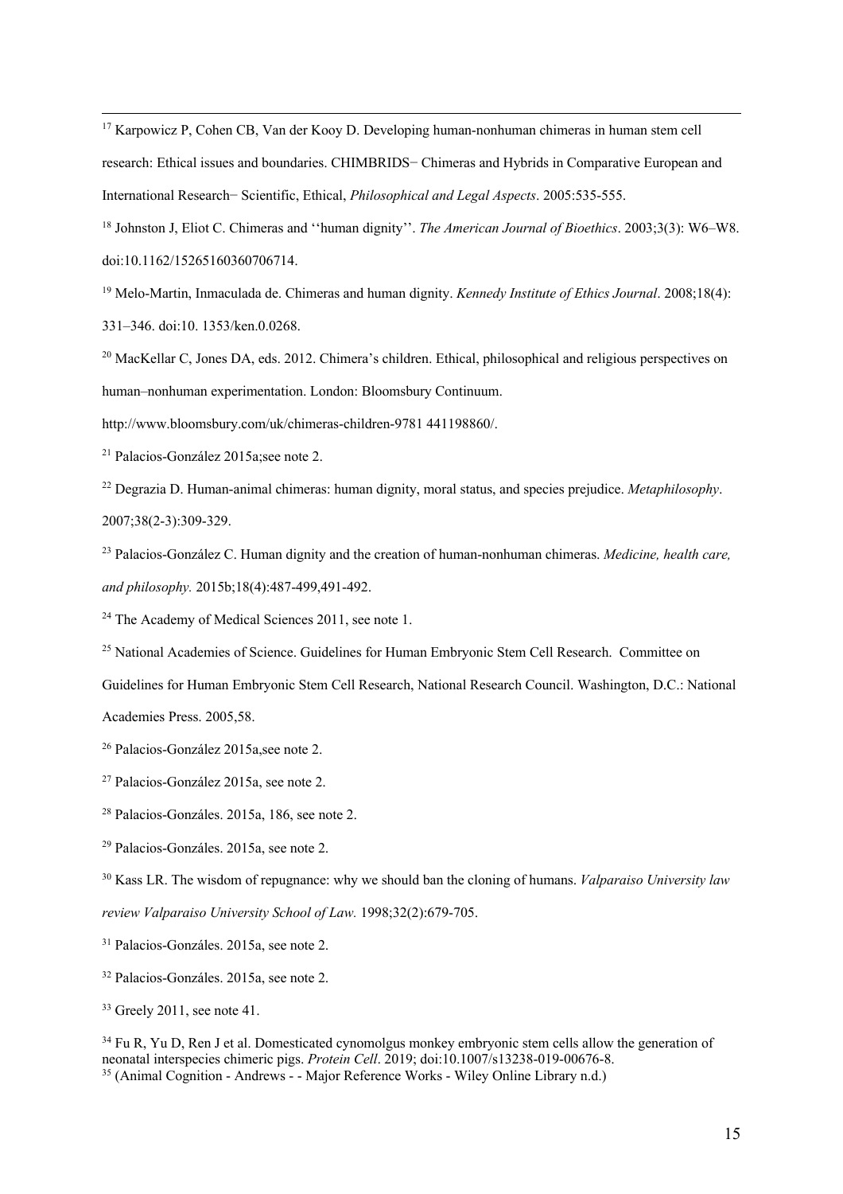[17] Karpowicz P, Cohen CB, Van der Kooy D. Developing human-nonhuman chimeras in human stem cell research: Ethical issues and boundaries. CHIMBRIDS− Chimeras and Hybrids in Comparative European and International Research− Scientific, Ethical, *Philosophical and Legal Aspects*. 2005:535-555.

[18] Johnston J, Eliot C. Chimeras and ''human dignity''. *The American Journal of Bioethics*. 2003;3(3): W6–W8. doi:10.1162/15265160360706714.

[19] Melo-Martin, Inmaculada de. Chimeras and human dignity. *Kennedy Institute of Ethics Journal*. 2008;18(4): 331–346. doi:10. 1353/ken.0.0268.

[20] MacKellar C, Jones DA, eds. 2012. Chimera's children. Ethical, philosophical and religious perspectives on human–nonhuman experimentation. London: Bloomsbury Continuum. http://www.bloomsbury.com/uk/chimeras-children-9781 441198860/.

[21] Palacios-González 2015a;see note 2.

[22] Degrazia D. Human-animal chimeras: human dignity, moral status, and species prejudice. *Metaphilosophy*. 2007;38(2-3):309-329.

[23] Palacios-González C. Human dignity and the creation of human-nonhuman chimeras. *Medicine, health care, and philosophy.* 2015b;18(4):487-499,491-492.

[24] The Academy of Medical Sciences 2011, see note 1.

[25] National Academies of Science. Guidelines for Human Embryonic Stem Cell Research. Committee on Guidelines for Human Embryonic Stem Cell Research, National Research Council. Washington, D.C.: National Academies Press. 2005,58.

[26] Palacios-González 2015a,see note 2.

[27] Palacios-González 2015a, see note 2.

[28] Palacios-Gonzáles. 2015a, 186, see note 2.

[29] Palacios-Gonzáles. 2015a, see note 2.

[30] Kass LR. The wisdom of repugnance: why we should ban the cloning of humans. *Valparaiso University law review Valparaiso University School of Law.* 1998;32(2):679-705.

[31] Palacios-Gonzáles. 2015a, see note 2.

[32] Palacios-Gonzáles. 2015a, see note 2.

[33] Greely 2011, see note 41.

[34] Fu R, Yu D, Ren J et al. Domesticated cynomolgus monkey embryonic stem cells allow the generation of neonatal interspecies chimeric pigs. *Protein Cell*. 2019; doi:10.1007/s13238-019-00676-8.

[35] (Animal Cognition - Andrews - - Major Reference Works - Wiley Online Library n.d.)